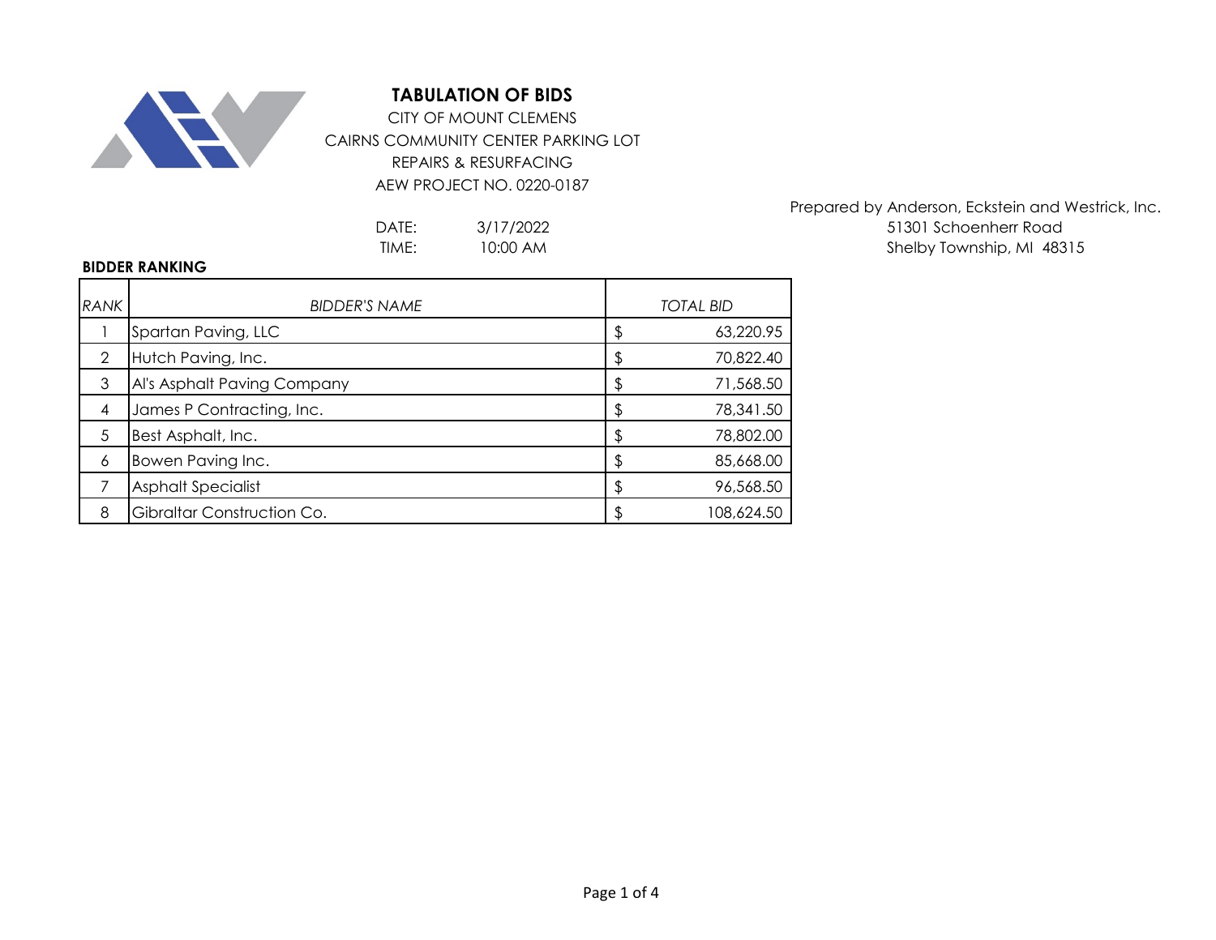# TABULATION OF BIDS

CITY OF MOUNT CLEMENS
CAIRNS COMMUNITY CENTER PARKING LOT
REPAIRS & RESURFACING
AEW PROJECT NO. 0220-0187

Prepared by Anderson, Eckstein and Westrick, Inc.
51301 Schoenherr Road
Shelby Township, MI 48315

DATE: 3/17/2022
TIME: 10:00 AM

**BIDDER RANKING**

| *RANK* | *BIDDER'S NAME* | *TOTAL BID* |
|---|---|---|
| 1 | Spartan Paving, LLC | $ 63,220.95 |
| 2 | Hutch Paving, Inc. | $ 70,822.40 |
| 3 | Al's Asphalt Paving Company | $ 71,568.50 |
| 4 | James P Contracting, Inc. | $ 78,341.50 |
| 5 | Best Asphalt, Inc. | $ 78,802.00 |
| 6 | Bowen Paving Inc. | $ 85,668.00 |
| 7 | Asphalt Specialist | $ 96,568.50 |
| 8 | Gibraltar Construction Co. | $ 108,624.50 |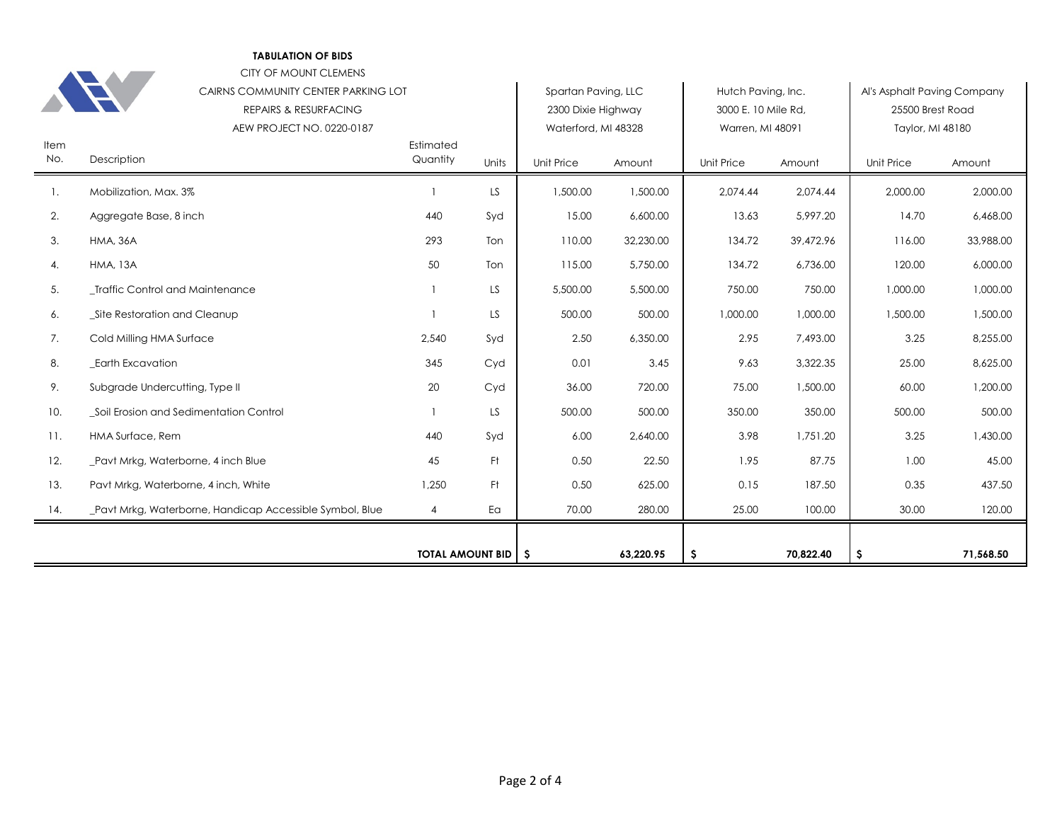**TABULATION OF BIDS**

CITY OF MOUNT CLEMENS

CAIRNS COMMUNITY CENTER PARKING LOT

REPAIRS & RESURFACING

AEW PROJECT NO. 0220-0187

| Item No. | Description | Estimated Quantity | Units | Spartan Paving, LLC<br>2300 Dixie Highway<br>Waterford, MI 48328 | | Hutch Paving, Inc.<br>3000 E. 10 Mile Rd,<br>Warren, MI 48091 | | Al's Asphalt Paving Company<br>25500 Brest Road<br>Taylor, MI 48180 | |
|---|---|---|---|---|---|---|---|---|---|
| | | | | Unit Price | Amount | Unit Price | Amount | Unit Price | Amount |
| 1. | Mobilization, Max. 3% | 1 | LS | 1,500.00 | 1,500.00 | 2,074.44 | 2,074.44 | 2,000.00 | 2,000.00 |
| 2. | Aggregate Base, 8 inch | 440 | Syd | 15.00 | 6,600.00 | 13.63 | 5,997.20 | 14.70 | 6,468.00 |
| 3. | HMA, 36A | 293 | Ton | 110.00 | 32,230.00 | 134.72 | 39,472.96 | 116.00 | 33,988.00 |
| 4. | HMA, 13A | 50 | Ton | 115.00 | 5,750.00 | 134.72 | 6,736.00 | 120.00 | 6,000.00 |
| 5. | _Traffic Control and Maintenance | 1 | LS | 5,500.00 | 5,500.00 | 750.00 | 750.00 | 1,000.00 | 1,000.00 |
| 6. | _Site Restoration and Cleanup | 1 | LS | 500.00 | 500.00 | 1,000.00 | 1,000.00 | 1,500.00 | 1,500.00 |
| 7. | Cold Milling HMA Surface | 2,540 | Syd | 2.50 | 6,350.00 | 2.95 | 7,493.00 | 3.25 | 8,255.00 |
| 8. | _Earth Excavation | 345 | Cyd | 0.01 | 3.45 | 9.63 | 3,322.35 | 25.00 | 8,625.00 |
| 9. | Subgrade Undercutting, Type II | 20 | Cyd | 36.00 | 720.00 | 75.00 | 1,500.00 | 60.00 | 1,200.00 |
| 10. | _Soil Erosion and Sedimentation Control | 1 | LS | 500.00 | 500.00 | 350.00 | 350.00 | 500.00 | 500.00 |
| 11. | HMA Surface, Rem | 440 | Syd | 6.00 | 2,640.00 | 3.98 | 1,751.20 | 3.25 | 1,430.00 |
| 12. | _Pavt Mrkg, Waterborne, 4 inch Blue | 45 | Ft | 0.50 | 22.50 | 1.95 | 87.75 | 1.00 | 45.00 |
| 13. | Pavt Mrkg, Waterborne, 4 inch, White | 1,250 | Ft | 0.50 | 625.00 | 0.15 | 187.50 | 0.35 | 437.50 |
| 14. | _Pavt Mrkg, Waterborne, Handicap Accessible Symbol, Blue | 4 | Ea | 70.00 | 280.00 | 25.00 | 100.00 | 30.00 | 120.00 |
| | | **TOTAL AMOUNT BID** | | **$** | **63,220.95** | **$** | **70,822.40** | **$** | **71,568.50** |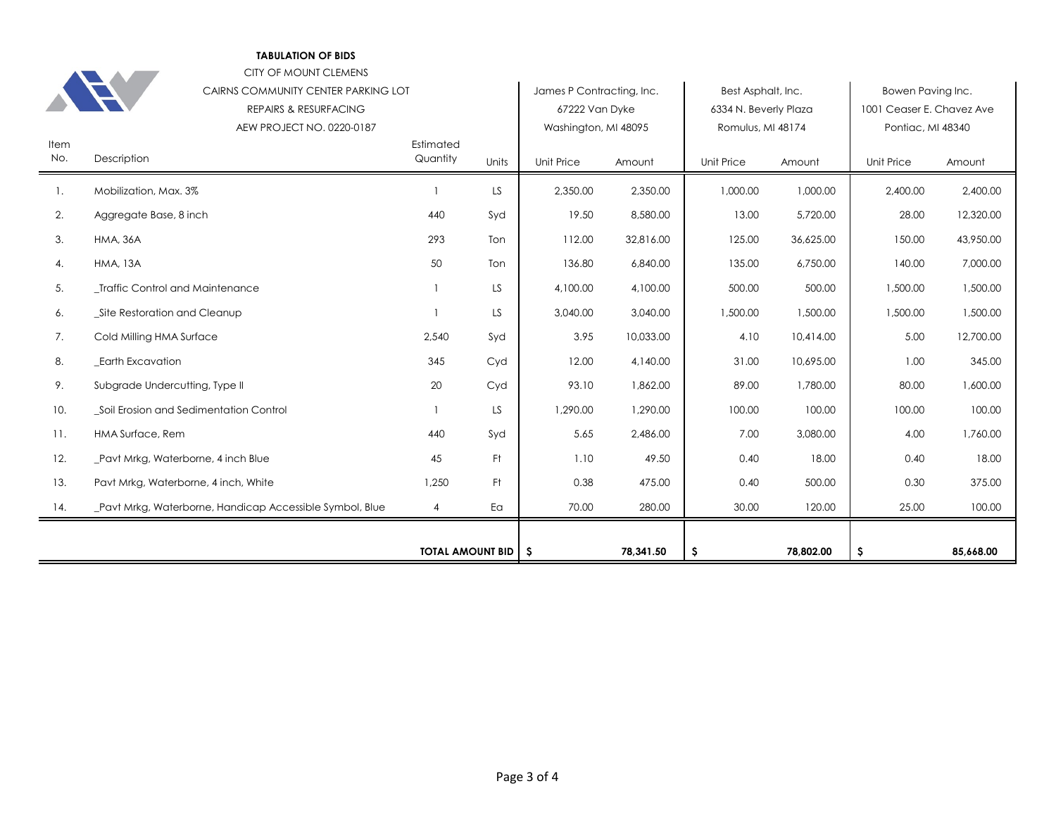**TABULATION OF BIDS**

CITY OF MOUNT CLEMENS

CAIRNS COMMUNITY CENTER PARKING LOT

REPAIRS & RESURFACING

AEW PROJECT NO. 0220-0187

| Item No. | Description | Estimated Quantity | Units | James P Contracting, Inc. 67222 Van Dyke Washington, MI 48095 | | Best Asphalt, Inc. 6334 N. Beverly Plaza Romulus, MI 48174 | | Bowen Paving Inc. 1001 Ceaser E. Chavez Ave Pontiac, MI 48340 | |
|---|---|---|---|---|---|---|---|---|---|
| | | | | Unit Price | Amount | Unit Price | Amount | Unit Price | Amount |
| 1. | Mobilization, Max. 3% | 1 | LS | 2,350.00 | 2,350.00 | 1,000.00 | 1,000.00 | 2,400.00 | 2,400.00 |
| 2. | Aggregate Base, 8 inch | 440 | Syd | 19.50 | 8,580.00 | 13.00 | 5,720.00 | 28.00 | 12,320.00 |
| 3. | HMA, 36A | 293 | Ton | 112.00 | 32,816.00 | 125.00 | 36,625.00 | 150.00 | 43,950.00 |
| 4. | HMA, 13A | 50 | Ton | 136.80 | 6,840.00 | 135.00 | 6,750.00 | 140.00 | 7,000.00 |
| 5. | _Traffic Control and Maintenance | 1 | LS | 4,100.00 | 4,100.00 | 500.00 | 500.00 | 1,500.00 | 1,500.00 |
| 6. | _Site Restoration and Cleanup | 1 | LS | 3,040.00 | 3,040.00 | 1,500.00 | 1,500.00 | 1,500.00 | 1,500.00 |
| 7. | Cold Milling HMA Surface | 2,540 | Syd | 3.95 | 10,033.00 | 4.10 | 10,414.00 | 5.00 | 12,700.00 |
| 8. | _Earth Excavation | 345 | Cyd | 12.00 | 4,140.00 | 31.00 | 10,695.00 | 1.00 | 345.00 |
| 9. | Subgrade Undercutting, Type II | 20 | Cyd | 93.10 | 1,862.00 | 89.00 | 1,780.00 | 80.00 | 1,600.00 |
| 10. | _Soil Erosion and Sedimentation Control | 1 | LS | 1,290.00 | 1,290.00 | 100.00 | 100.00 | 100.00 | 100.00 |
| 11. | HMA Surface, Rem | 440 | Syd | 5.65 | 2,486.00 | 7.00 | 3,080.00 | 4.00 | 1,760.00 |
| 12. | _Pavt Mrkg, Waterborne, 4 inch Blue | 45 | Ft | 1.10 | 49.50 | 0.40 | 18.00 | 0.40 | 18.00 |
| 13. | Pavt Mrkg, Waterborne, 4 inch, White | 1,250 | Ft | 0.38 | 475.00 | 0.40 | 500.00 | 0.30 | 375.00 |
| 14. | _Pavt Mrkg, Waterborne, Handicap Accessible Symbol, Blue | 4 | Ea | 70.00 | 280.00 | 30.00 | 120.00 | 25.00 | 100.00 |
| | | **TOTAL AMOUNT BID** | | **$** | **78,341.50** | **$** | **78,802.00** | **$** | **85,668.00** |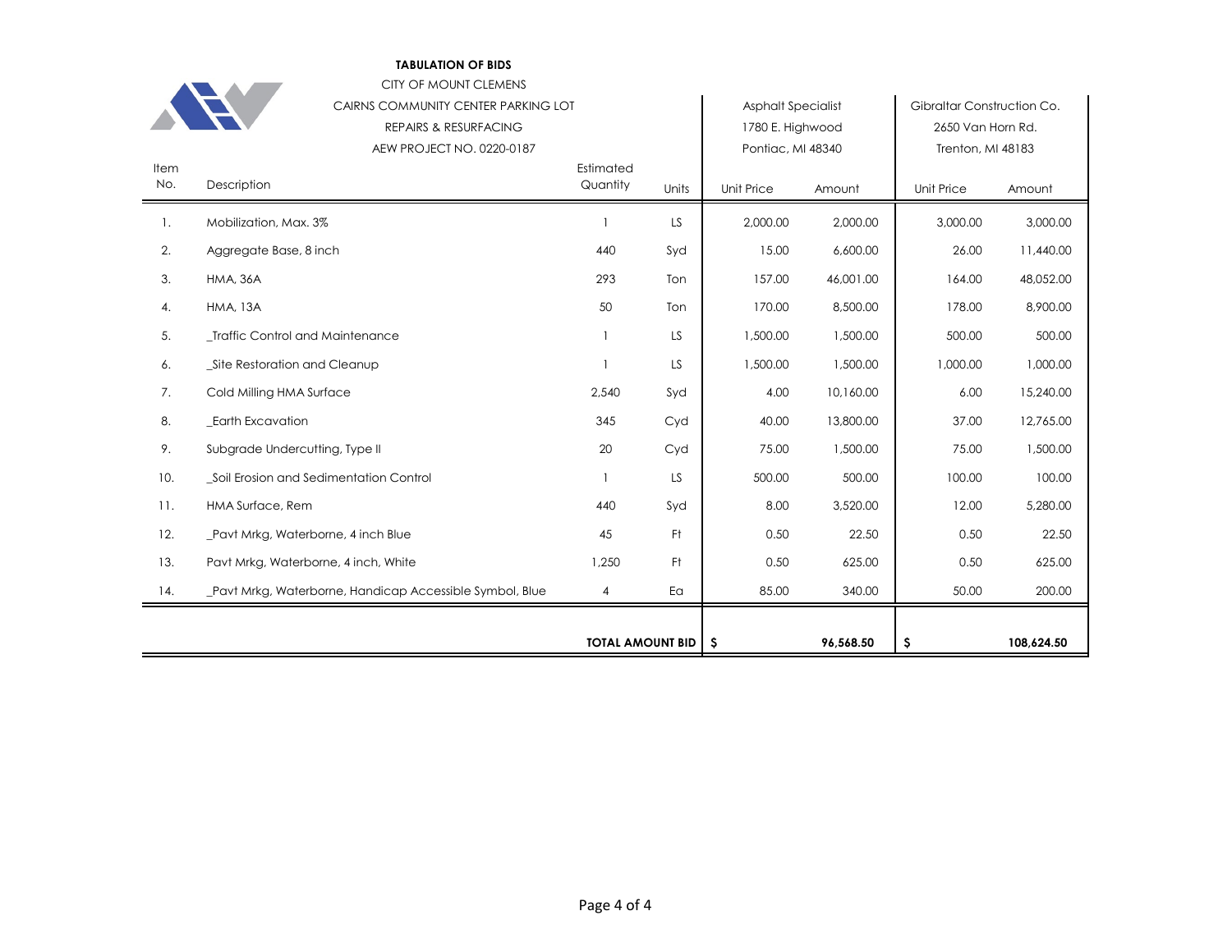**TABULATION OF BIDS**

CITY OF MOUNT CLEMENS

CAIRNS COMMUNITY CENTER PARKING LOT

REPAIRS & RESURFACING

AEW PROJECT NO. 0220-0187

| | | | | Asphalt Specialist<br>1780 E. Highwood<br>Pontiac, MI 48340 | | Gibraltar Construction Co.<br>2650 Van Horn Rd.<br>Trenton, MI 48183 | |
|---|---|---|---|---|---|---|---|
| Item No. | Description | Estimated Quantity | Units | Unit Price | Amount | Unit Price | Amount |
| 1. | Mobilization, Max. 3% | 1 | LS | 2,000.00 | 2,000.00 | 3,000.00 | 3,000.00 |
| 2. | Aggregate Base, 8 inch | 440 | Syd | 15.00 | 6,600.00 | 26.00 | 11,440.00 |
| 3. | HMA, 36A | 293 | Ton | 157.00 | 46,001.00 | 164.00 | 48,052.00 |
| 4. | HMA, 13A | 50 | Ton | 170.00 | 8,500.00 | 178.00 | 8,900.00 |
| 5. | _Traffic Control and Maintenance | 1 | LS | 1,500.00 | 1,500.00 | 500.00 | 500.00 |
| 6. | _Site Restoration and Cleanup | 1 | LS | 1,500.00 | 1,500.00 | 1,000.00 | 1,000.00 |
| 7. | Cold Milling HMA Surface | 2,540 | Syd | 4.00 | 10,160.00 | 6.00 | 15,240.00 |
| 8. | _Earth Excavation | 345 | Cyd | 40.00 | 13,800.00 | 37.00 | 12,765.00 |
| 9. | Subgrade Undercutting, Type II | 20 | Cyd | 75.00 | 1,500.00 | 75.00 | 1,500.00 |
| 10. | _Soil Erosion and Sedimentation Control | 1 | LS | 500.00 | 500.00 | 100.00 | 100.00 |
| 11. | HMA Surface, Rem | 440 | Syd | 8.00 | 3,520.00 | 12.00 | 5,280.00 |
| 12. | _Pavt Mrkg, Waterborne, 4 inch Blue | 45 | Ft | 0.50 | 22.50 | 0.50 | 22.50 |
| 13. | Pavt Mrkg, Waterborne, 4 inch, White | 1,250 | Ft | 0.50 | 625.00 | 0.50 | 625.00 |
| 14. | _Pavt Mrkg, Waterborne, Handicap Accessible Symbol, Blue | 4 | Ea | 85.00 | 340.00 | 50.00 | 200.00 |
| | | **TOTAL AMOUNT BID** | | **$** | **96,568.50** | **$** | **108,624.50** |